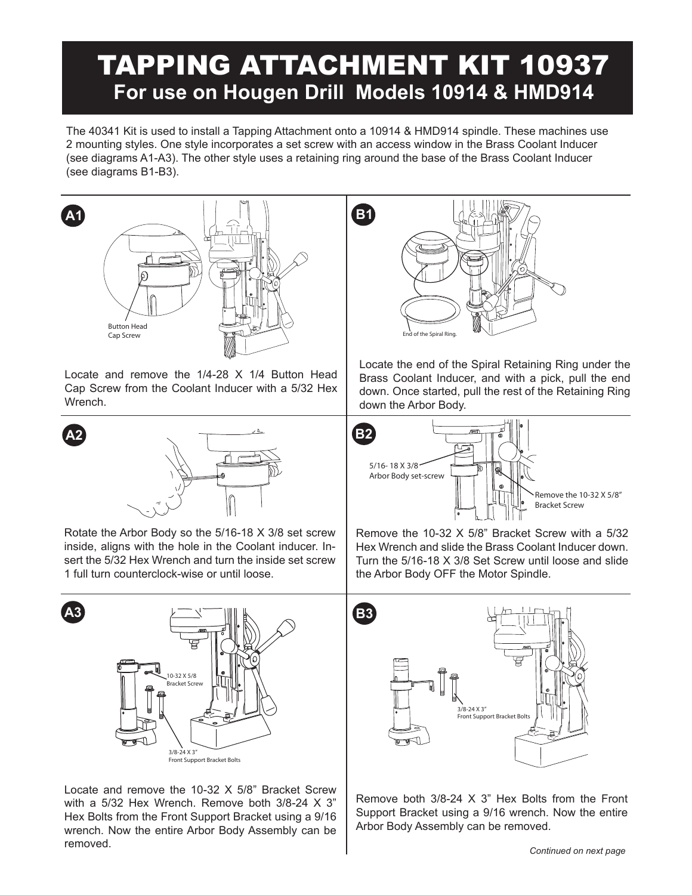# TAPPING ATTACHMENT KIT 10937

## For use on Hougen Drill Models 10914 & HMD914

The 40341 Kit is used to install a Tapping Attachment onto a 10914 & HMD914 spindle. These machines use 2 mounting styles. One style incorporates a set screw with an access window in the Brass Coolant Inducer (see diagrams A1-A3). The other style uses a retaining ring around the base of the Brass Coolant Inducer (see diagrams B1-B3).

### A1

Button Head Cap Screw

Locate and remove the 1/4-28 X 1/4 Button Head Cap Screw from the Coolant Inducer with a 5/32 Hex Wrench.

### A2

Rotate the Arbor Body so the 5/16-18 X 3/8 set screw inside, aligns with the hole in the Coolant inducer. Insert the 5/32 Hex Wrench and turn the inside set screw 1 full turn counterclock-wise or until loose.

### A3

10-32 X 5/8 Bracket Screw

3/8-24 X 3" Front Support Bracket Bolts

Locate and remove the 10-32 X 5/8" Bracket Screw with a 5/32 Hex Wrench. Remove both 3/8-24 X 3" Hex Bolts from the Front Support Bracket using a 9/16 wrench. Now the entire Arbor Body Assembly can be removed.

### B1

End of the Spiral Ring.

Locate the end of the Spiral Retaining Ring under the Brass Coolant Inducer, and with a pick, pull the end down. Once started, pull the rest of the Retaining Ring down the Arbor Body.

### B2

5/16- 18 X 3/8 Arbor Body set-screw

Remove the 10-32 X 5/8" Bracket Screw

Remove the 10-32 X 5/8" Bracket Screw with a 5/32 Hex Wrench and slide the Brass Coolant Inducer down. Turn the 5/16-18 X 3/8 Set Screw until loose and slide the Arbor Body OFF the Motor Spindle.

### B3

3/8-24 X 3" Front Support Bracket Bolts

Remove both 3/8-24 X 3" Hex Bolts from the Front Support Bracket using a 9/16 wrench. Now the entire Arbor Body Assembly can be removed.

*Continued on next page*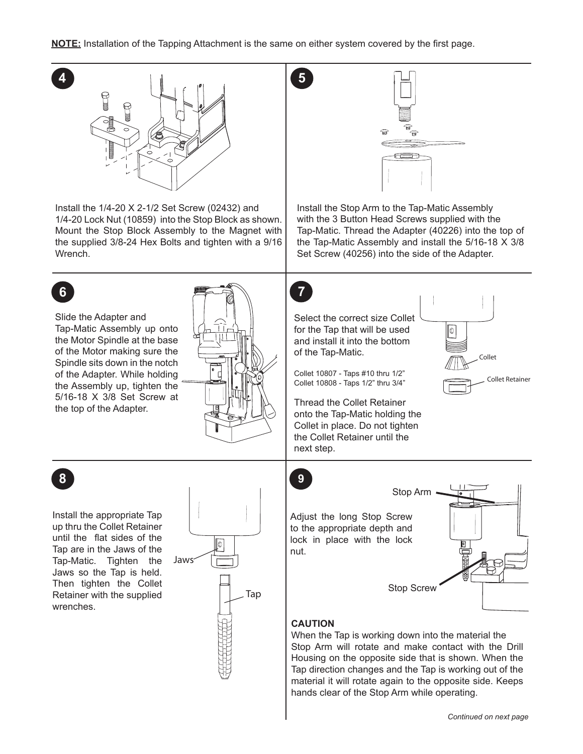**NOTE:** Installation of the Tapping Attachment is the same on either system covered by the first page.

**4**

Install the 1/4-20 X 2-1/2 Set Screw (02432) and 1/4-20 Lock Nut (10859) into the Stop Block as shown. Mount the Stop Block Assembly to the Magnet with the supplied 3/8-24 Hex Bolts and tighten with a 9/16 Wrench.

**5**

Install the Stop Arm to the Tap-Matic Assembly with the 3 Button Head Screws supplied with the Tap-Matic. Thread the Adapter (40226) into the top of the Tap-Matic Assembly and install the 5/16-18 X 3/8 Set Screw (40256) into the side of the Adapter.

**6**

Slide the Adapter and Tap-Matic Assembly up onto the Motor Spindle at the base of the Motor making sure the Spindle sits down in the notch of the Adapter. While holding the Assembly up, tighten the 5/16-18 X 3/8 Set Screw at the top of the Adapter.

**7**

Select the correct size Collet for the Tap that will be used and install it into the bottom of the Tap-Matic.

Collet 10807 - Taps #10 thru 1/2”
Collet 10808 - Taps 1/2” thru 3/4”

Collet

Collet Retainer

Thread the Collet Retainer onto the Tap-Matic holding the Collet in place. Do not tighten the Collet Retainer until the next step.

**8**

Install the appropriate Tap up thru the Collet Retainer until the flat sides of the Tap are in the Jaws of the Tap-Matic. Tighten the Jaws so the Tap is held. Then tighten the Collet Retainer with the supplied wrenches.

Jaws

Tap

**9**

Adjust the long Stop Screw to the appropriate depth and lock in place with the lock nut.

Stop Arm

Stop Screw

**CAUTION**
When the Tap is working down into the material the Stop Arm will rotate and make contact with the Drill Housing on the opposite side that is shown. When the Tap direction changes and the Tap is working out of the material it will rotate again to the opposite side. Keeps hands clear of the Stop Arm while operating.

*Continued on next page*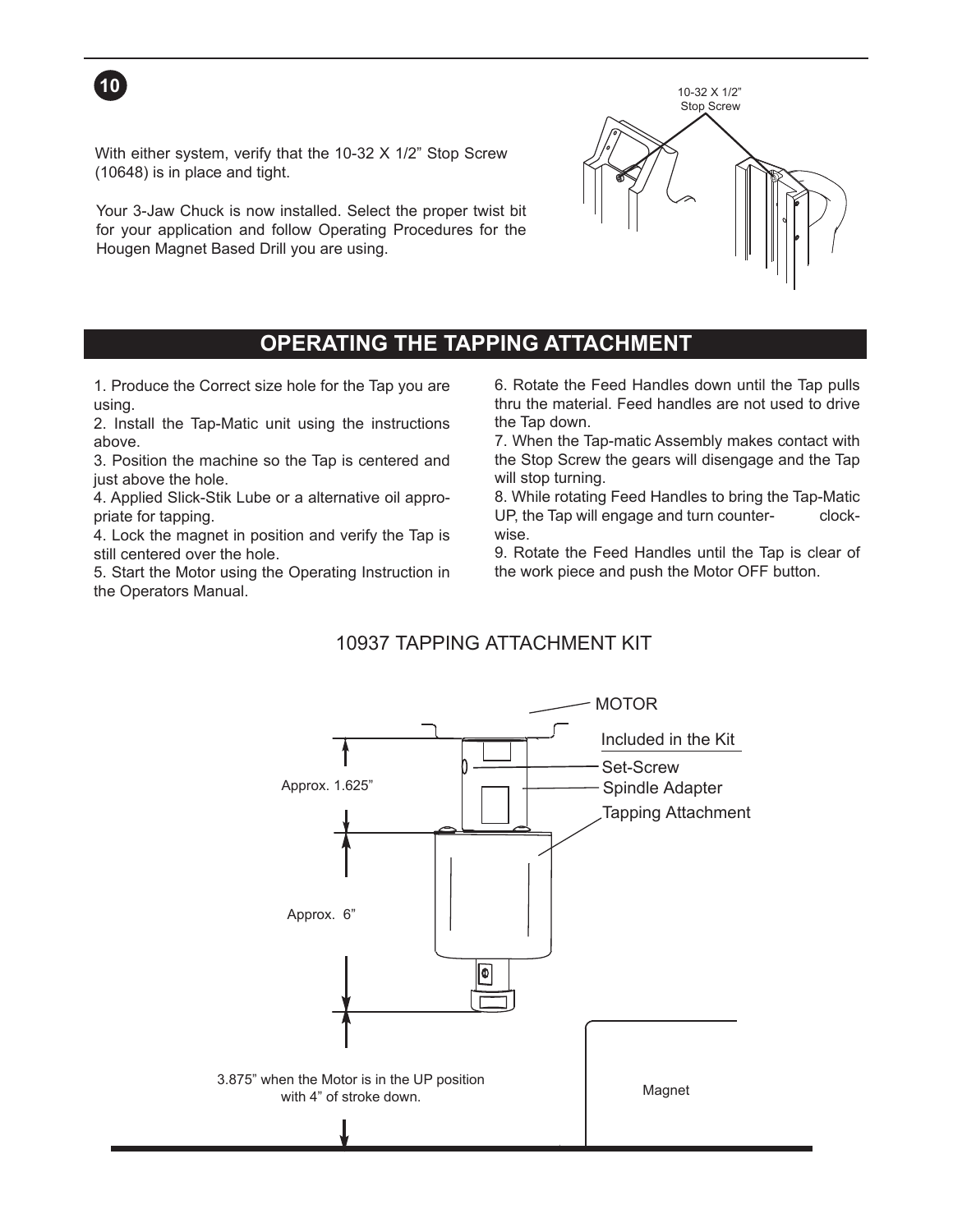**10**

With either system, verify that the 10-32 X 1/2” Stop Screw (10648) is in place and tight.

Your 3-Jaw Chuck is now installed. Select the proper twist bit for your application and follow Operating Procedures for the Hougen Magnet Based Drill you are using.

10-32 X 1/2” Stop Screw

## OPERATING THE TAPPING ATTACHMENT

1. Produce the Correct size hole for the Tap you are using.
2. Install the Tap-Matic unit using the instructions above.
3. Position the machine so the Tap is centered and just above the hole.
4. Applied Slick-Stik Lube or a alternative oil appropriate for tapping.
4. Lock the magnet in position and verify the Tap is still centered over the hole.
5. Start the Motor using the Operating Instruction in the Operators Manual.
6. Rotate the Feed Handles down until the Tap pulls thru the material. Feed handles are not used to drive the Tap down.
7. When the Tap-matic Assembly makes contact with the Stop Screw the gears will disengage and the Tap will stop turning.
8. While rotating Feed Handles to bring the Tap-Matic UP, the Tap will engage and turn counter- clockwise.
9. Rotate the Feed Handles until the Tap is clear of the work piece and push the Motor OFF button.

10937 TAPPING ATTACHMENT KIT

MOTOR

Included in the Kit

Set-Screw

Spindle Adapter

Tapping Attachment

Approx. 1.625”

Approx. 6”

3.875” when the Motor is in the UP position with 4” of stroke down.

Magnet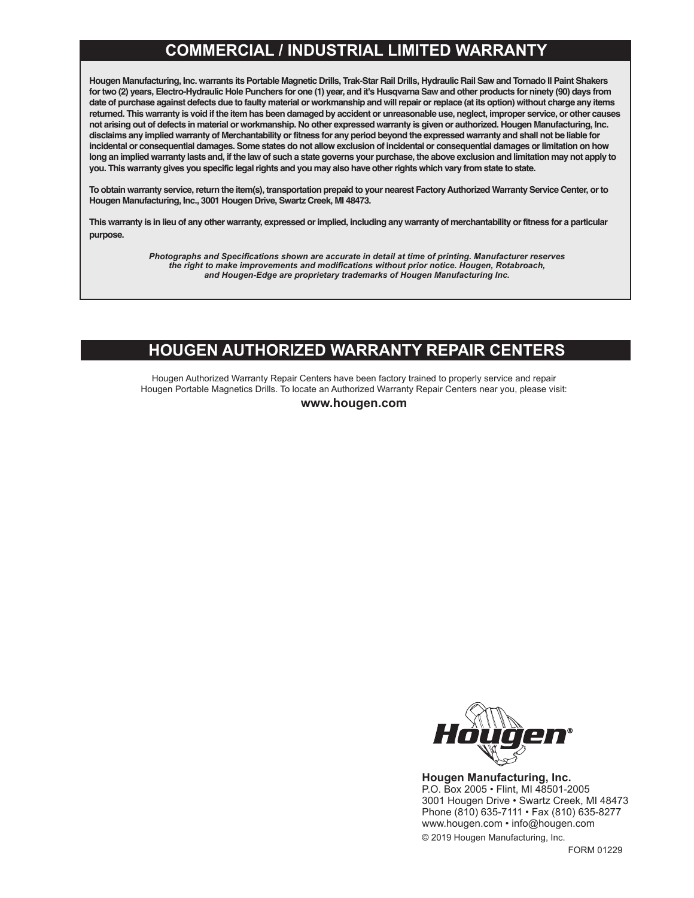## COMMERCIAL / INDUSTRIAL LIMITED WARRANTY

**Hougen Manufacturing, Inc. warrants its Portable Magnetic Drills, Trak-Star Rail Drills, Hydraulic Rail Saw and Tornado II Paint Shakers for two (2) years, Electro-Hydraulic Hole Punchers for one (1) year, and it's Husqvarna Saw and other products for ninety (90) days from date of purchase against defects due to faulty material or workmanship and will repair or replace (at its option) without charge any items returned. This warranty is void if the item has been damaged by accident or unreasonable use, neglect, improper service, or other causes not arising out of defects in material or workmanship. No other expressed warranty is given or authorized. Hougen Manufacturing, Inc. disclaims any implied warranty of Merchantability or fitness for any period beyond the expressed warranty and shall not be liable for incidental or consequential damages. Some states do not allow exclusion of incidental or consequential damages or limitation on how long an implied warranty lasts and, if the law of such a state governs your purchase, the above exclusion and limitation may not apply to you. This warranty gives you specific legal rights and you may also have other rights which vary from state to state.**

**To obtain warranty service, return the item(s), transportation prepaid to your nearest Factory Authorized Warranty Service Center, or to Hougen Manufacturing, Inc., 3001 Hougen Drive, Swartz Creek, MI 48473.**

**This warranty is in lieu of any other warranty, expressed or implied, including any warranty of merchantability or fitness for a particular purpose.**

***Photographs and Specifications shown are accurate in detail at time of printing. Manufacturer reserves the right to make improvements and modifications without prior notice. Hougen, Rotabroach, and Hougen-Edge are proprietary trademarks of Hougen Manufacturing Inc.***

## HOUGEN AUTHORIZED WARRANTY REPAIR CENTERS

Hougen Authorized Warranty Repair Centers have been factory trained to properly service and repair Hougen Portable Magnetics Drills. To locate an Authorized Warranty Repair Centers near you, please visit:

**www.hougen.com**

Hougen®

**Hougen Manufacturing, Inc.**
P.O. Box 2005 • Flint, MI 48501-2005
3001 Hougen Drive • Swartz Creek, MI 48473
Phone (810) 635-7111 • Fax (810) 635-8277
www.hougen.com • info@hougen.com
© 2019 Hougen Manufacturing, Inc.

FORM 01229